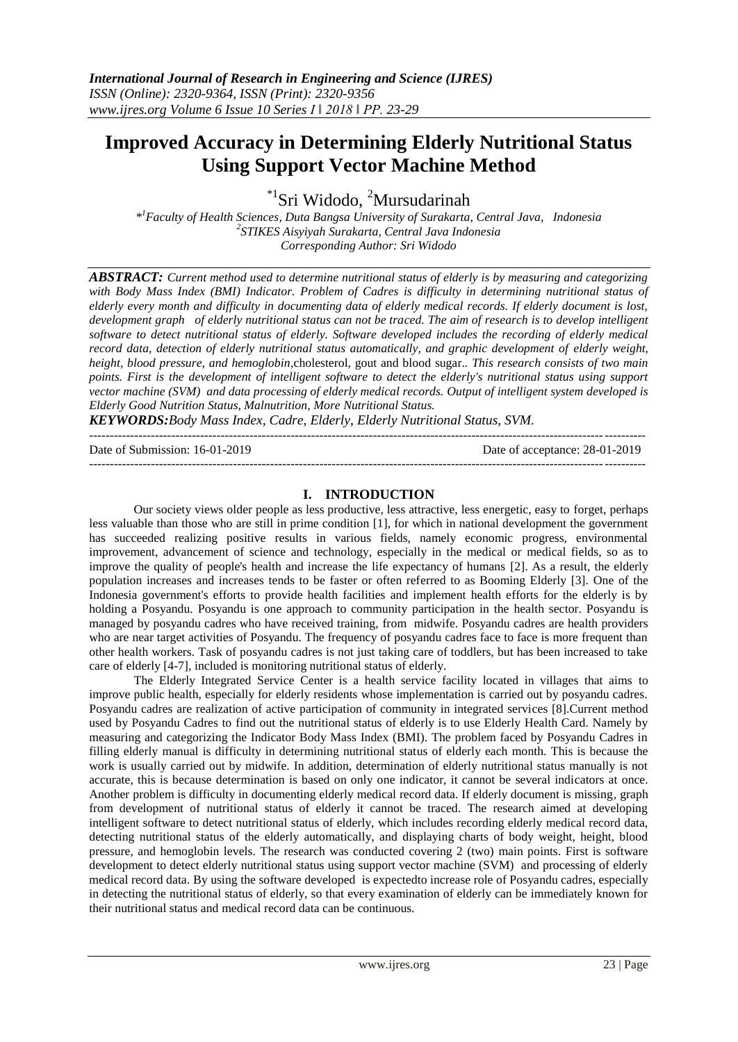# Improved Accuracy in Determining Elderly Nutritional Status Using Support Vector Machine Method

[*1]Sri Widodo, [2]Mursudarinah

[*1]Faculty of Health Sciences, Duta Bangsa University of Surakarta, Central Java, Indonesia
[2]STIKES Aisyiyah Surakarta, Central Java Indonesia
Corresponding Author: Sri Widodo

***ABSTRACT:*** *Current method used to determine nutritional status of elderly is by measuring and categorizing with Body Mass Index (BMI) Indicator. Problem of Cadres is difficulty in determining nutritional status of elderly every month and difficulty in documenting data of elderly medical records. If elderly document is lost, development graph of elderly nutritional status can not be traced. The aim of research is to develop intelligent software to detect nutritional status of elderly. Software developed includes the recording of elderly medical record data, detection of elderly nutritional status automatically, and graphic development of elderly weight, height, blood pressure, and hemoglobin,*cholesterol, gout and blood sugar.. *This research consists of two main points. First is the development of intelligent software to detect the elderly's nutritional status using support vector machine (SVM) and data processing of elderly medical records. Output of intelligent system developed is Elderly Good Nutrition Status, Malnutrition, More Nutritional Status.*

***KEYWORDS:*** *Body Mass Index, Cadre, Elderly, Elderly Nutritional Status, SVM.*

---

Date of Submission: 16-01-2019 Date of acceptance: 28-01-2019

---

## I. INTRODUCTION

Our society views older people as less productive, less attractive, less energetic, easy to forget, perhaps less valuable than those who are still in prime condition [1], for which in national development the government has succeeded realizing positive results in various fields, namely economic progress, environmental improvement, advancement of science and technology, especially in the medical or medical fields, so as to improve the quality of people's health and increase the life expectancy of humans [2]. As a result, the elderly population increases and increases tends to be faster or often referred to as Booming Elderly [3]. One of the Indonesia government's efforts to provide health facilities and implement health efforts for the elderly is by holding a Posyandu. Posyandu is one approach to community participation in the health sector. Posyandu is managed by posyandu cadres who have received training, from midwife. Posyandu cadres are health providers who are near target activities of Posyandu. The frequency of posyandu cadres face to face is more frequent than other health workers. Task of posyandu cadres is not just taking care of toddlers, but has been increased to take care of elderly [4-7], included is monitoring nutritional status of elderly.

The Elderly Integrated Service Center is a health service facility located in villages that aims to improve public health, especially for elderly residents whose implementation is carried out by posyandu cadres. Posyandu cadres are realization of active participation of community in integrated services [8].Current method used by Posyandu Cadres to find out the nutritional status of elderly is to use Elderly Health Card. Namely by measuring and categorizing the Indicator Body Mass Index (BMI). The problem faced by Posyandu Cadres in filling elderly manual is difficulty in determining nutritional status of elderly each month. This is because the work is usually carried out by midwife. In addition, determination of elderly nutritional status manually is not accurate, this is because determination is based on only one indicator, it cannot be several indicators at once. Another problem is difficulty in documenting elderly medical record data. If elderly document is missing, graph from development of nutritional status of elderly it cannot be traced. The research aimed at developing intelligent software to detect nutritional status of elderly, which includes recording elderly medical record data, detecting nutritional status of the elderly automatically, and displaying charts of body weight, height, blood pressure, and hemoglobin levels. The research was conducted covering 2 (two) main points. First is software development to detect elderly nutritional status using support vector machine (SVM) and processing of elderly medical record data. By using the software developed is expectedto increase role of Posyandu cadres, especially in detecting the nutritional status of elderly, so that every examination of elderly can be immediately known for their nutritional status and medical record data can be continuous.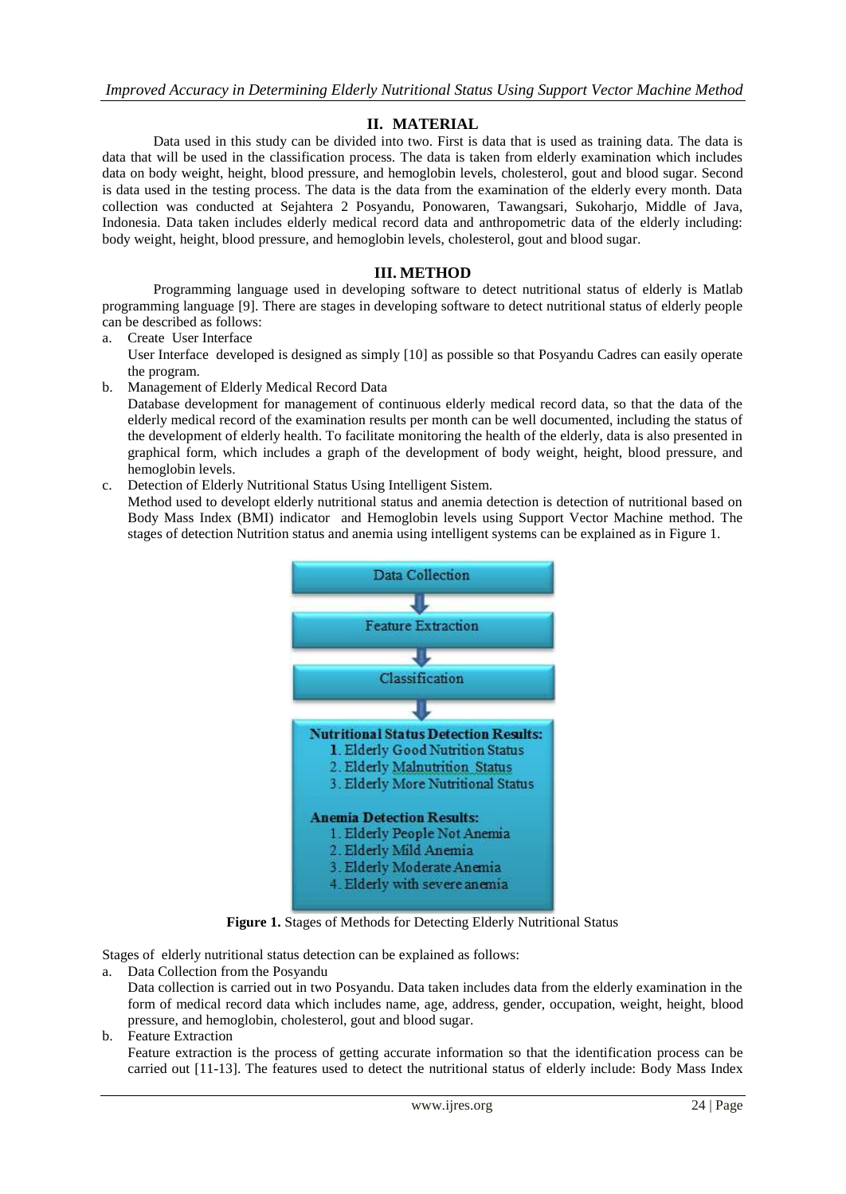## II. MATERIAL

Data used in this study can be divided into two. First is data that is used as training data. The data is data that will be used in the classification process. The data is taken from elderly examination which includes data on body weight, height, blood pressure, and hemoglobin levels, cholesterol, gout and blood sugar. Second is data used in the testing process. The data is the data from the examination of the elderly every month. Data collection was conducted at Sejahtera 2 Posyandu, Ponowaren, Tawangsari, Sukoharjo, Middle of Java, Indonesia. Data taken includes elderly medical record data and anthropometric data of the elderly including: body weight, height, blood pressure, and hemoglobin levels, cholesterol, gout and blood sugar.

## III. METHOD

Programming language used in developing software to detect nutritional status of elderly is Matlab programming language [9]. There are stages in developing software to detect nutritional status of elderly people can be described as follows:

a. Create User Interface
   User Interface developed is designed as simply [10] as possible so that Posyandu Cadres can easily operate the program.
b. Management of Elderly Medical Record Data
   Database development for management of continuous elderly medical record data, so that the data of the elderly medical record of the examination results per month can be well documented, including the status of the development of elderly health. To facilitate monitoring the health of the elderly, data is also presented in graphical form, which includes a graph of the development of body weight, height, blood pressure, and hemoglobin levels.
c. Detection of Elderly Nutritional Status Using Intelligent Sistem.
   Method used to developt elderly nutritional status and anemia detection is detection of nutritional based on Body Mass Index (BMI) indicator and Hemoglobin levels using Support Vector Machine method. The stages of detection Nutrition status and anemia using intelligent systems can be explained as in Figure 1.

Data Collection → Feature Extraction → Classification →

**Nutritional Status Detection Results:**
1. Elderly Good Nutrition Status
2. Elderly Malnutrition Status
3. Elderly More Nutritional Status

**Anemia Detection Results:**
1. Elderly People Not Anemia
2. Elderly Mild Anemia
3. Elderly Moderate Anemia
4. Elderly with severe anemia

**Figure 1.** Stages of Methods for Detecting Elderly Nutritional Status

Stages of elderly nutritional status detection can be explained as follows:

a. Data Collection from the Posyandu
   Data collection is carried out in two Posyandu. Data taken includes data from the elderly examination in the form of medical record data which includes name, age, address, gender, occupation, weight, height, blood pressure, and hemoglobin, cholesterol, gout and blood sugar.
b. Feature Extraction
   Feature extraction is the process of getting accurate information so that the identification process can be carried out [11-13]. The features used to detect the nutritional status of elderly include: Body Mass Index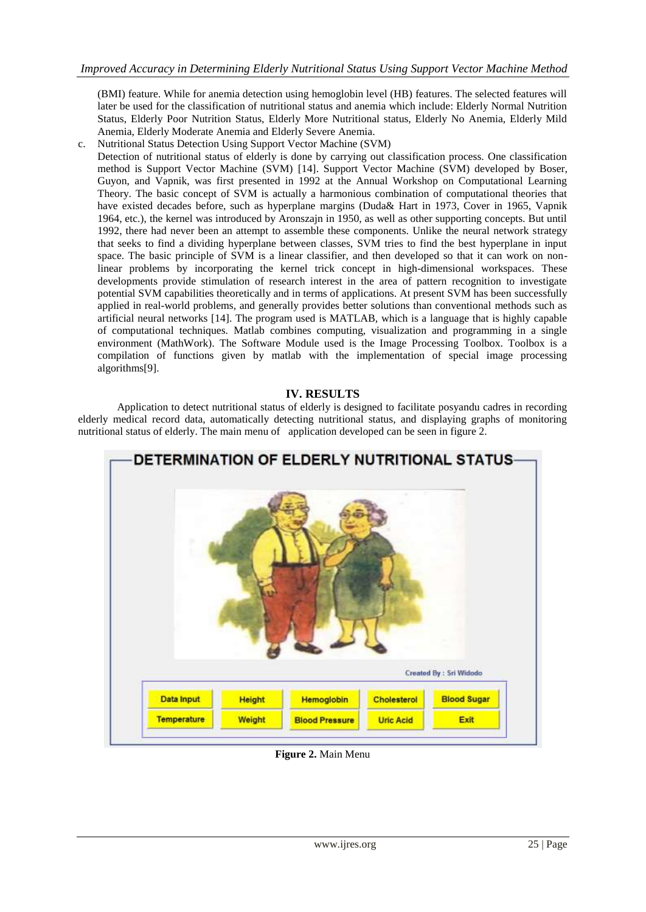(BMI) feature. While for anemia detection using hemoglobin level (HB) features. The selected features will later be used for the classification of nutritional status and anemia which include: Elderly Normal Nutrition Status, Elderly Poor Nutrition Status, Elderly More Nutritional status, Elderly No Anemia, Elderly Mild Anemia, Elderly Moderate Anemia and Elderly Severe Anemia.

c. Nutritional Status Detection Using Support Vector Machine (SVM)

Detection of nutritional status of elderly is done by carrying out classification process. One classification method is Support Vector Machine (SVM) [14]. Support Vector Machine (SVM) developed by Boser, Guyon, and Vapnik, was first presented in 1992 at the Annual Workshop on Computational Learning Theory. The basic concept of SVM is actually a harmonious combination of computational theories that have existed decades before, such as hyperplane margins (Duda& Hart in 1973, Cover in 1965, Vapnik 1964, etc.), the kernel was introduced by Aronszajn in 1950, as well as other supporting concepts. But until 1992, there had never been an attempt to assemble these components. Unlike the neural network strategy that seeks to find a dividing hyperplane between classes, SVM tries to find the best hyperplane in input space. The basic principle of SVM is a linear classifier, and then developed so that it can work on non-linear problems by incorporating the kernel trick concept in high-dimensional workspaces. These developments provide stimulation of research interest in the area of pattern recognition to investigate potential SVM capabilities theoretically and in terms of applications. At present SVM has been successfully applied in real-world problems, and generally provides better solutions than conventional methods such as artificial neural networks [14]. The program used is MATLAB, which is a language that is highly capable of computational techniques. Matlab combines computing, visualization and programming in a single environment (MathWork). The Software Module used is the Image Processing Toolbox. Toolbox is a compilation of functions given by matlab with the implementation of special image processing algorithms[9].

## IV. RESULTS

Application to detect nutritional status of elderly is designed to facilitate posyandu cadres in recording elderly medical record data, automatically detecting nutritional status, and displaying graphs of monitoring nutritional status of elderly. The main menu of application developed can be seen in figure 2.

**Figure 2.** Main Menu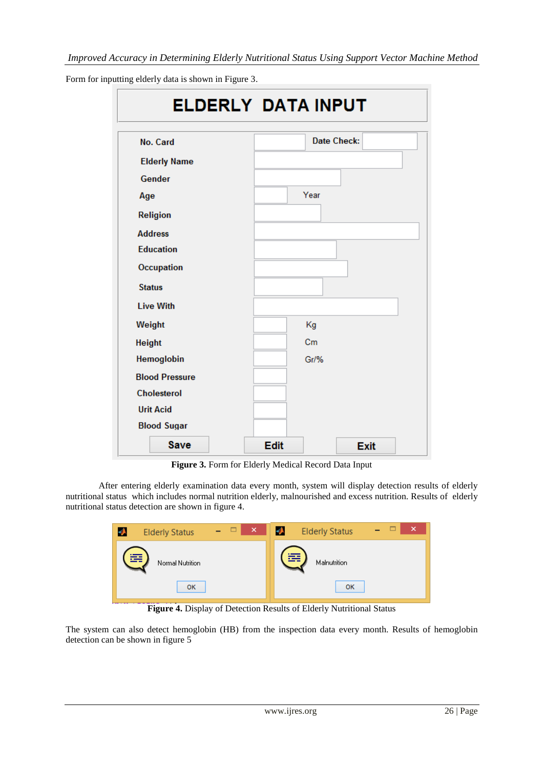Form for inputting elderly data is shown in Figure 3.

**Figure 3.** Form for Elderly Medical Record Data Input

After entering elderly examination data every month, system will display detection results of elderly nutritional status which includes normal nutrition elderly, malnourished and excess nutrition. Results of elderly nutritional status detection are shown in figure 4.

**Figure 4.** Display of Detection Results of Elderly Nutritional Status

The system can also detect hemoglobin (HB) from the inspection data every month. Results of hemoglobin detection can be shown in figure 5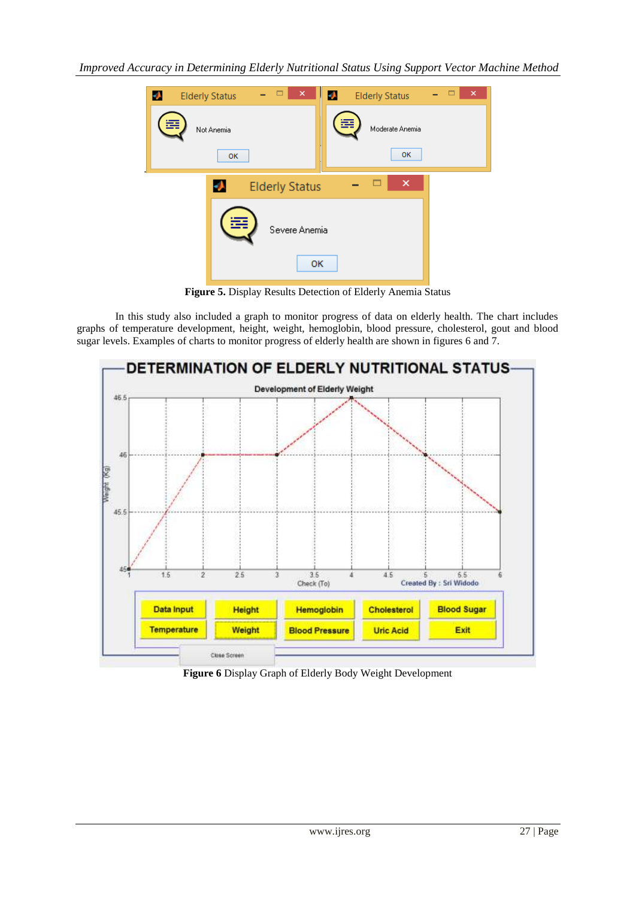**Figure 5.** Display Results Detection of Elderly Anemia Status

In this study also included a graph to monitor progress of data on elderly health. The chart includes graphs of temperature development, height, weight, hemoglobin, blood pressure, cholesterol, gout and blood sugar levels. Examples of charts to monitor progress of elderly health are shown in figures 6 and 7.

**Figure 6** Display Graph of Elderly Body Weight Development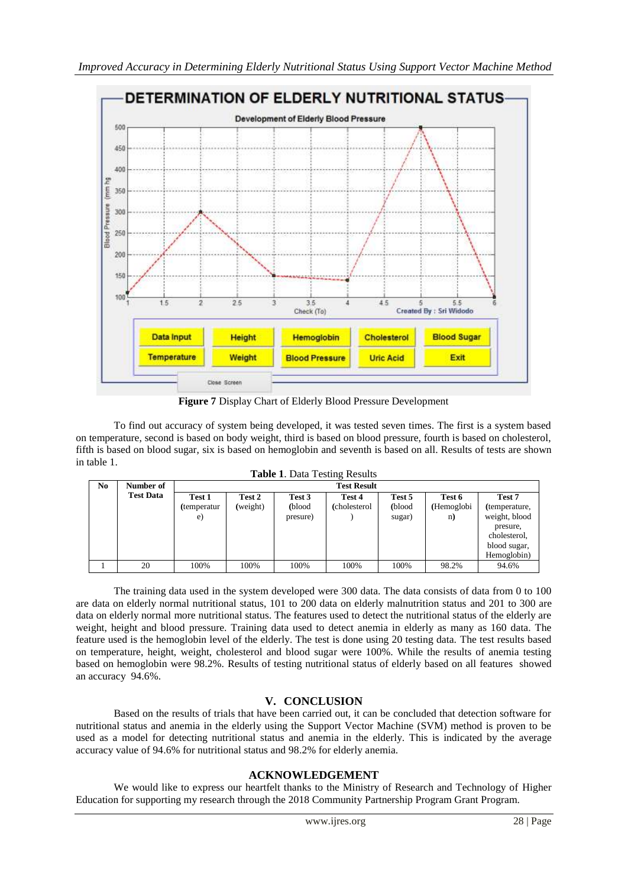Figure 7 Display Chart of Elderly Blood Pressure Development

To find out accuracy of system being developed, it was tested seven times. The first is a system based on temperature, second is based on body weight, third is based on blood pressure, fourth is based on cholesterol, fifth is based on blood sugar, six is based on hemoglobin and seventh is based on all. Results of tests are shown in table 1.

**Table 1**. Data Testing Results

| No | Number of Test Data | Test Result | | | | | | |
|---|---|---|---|---|---|---|---|---|
| | | Test 1 (temperature) | Test 2 (weight) | Test 3 (blood presure) | Test 4 (cholesterol) | Test 5 (blood sugar) | Test 6 (Hemoglobin) | Test 7 (temperature, weight, blood presure, cholesterol, blood sugar, Hemoglobin) |
| 1 | 20 | 100% | 100% | 100% | 100% | 100% | 98.2% | 94.6% |

The training data used in the system developed were 300 data. The data consists of data from 0 to 100 are data on elderly normal nutritional status, 101 to 200 data on elderly malnutrition status and 201 to 300 are data on elderly normal more nutritional status. The features used to detect the nutritional status of the elderly are weight, height and blood pressure. Training data used to detect anemia in elderly as many as 160 data. The feature used is the hemoglobin level of the elderly. The test is done using 20 testing data. The test results based on temperature, height, weight, cholesterol and blood sugar were 100%. While the results of anemia testing based on hemoglobin were 98.2%. Results of testing nutritional status of elderly based on all features showed an accuracy 94.6%.

## V. CONCLUSION

Based on the results of trials that have been carried out, it can be concluded that detection software for nutritional status and anemia in the elderly using the Support Vector Machine (SVM) method is proven to be used as a model for detecting nutritional status and anemia in the elderly. This is indicated by the average accuracy value of 94.6% for nutritional status and 98.2% for elderly anemia.

## ACKNOWLEDGEMENT

We would like to express our heartfelt thanks to the Ministry of Research and Technology of Higher Education for supporting my research through the 2018 Community Partnership Program Grant Program.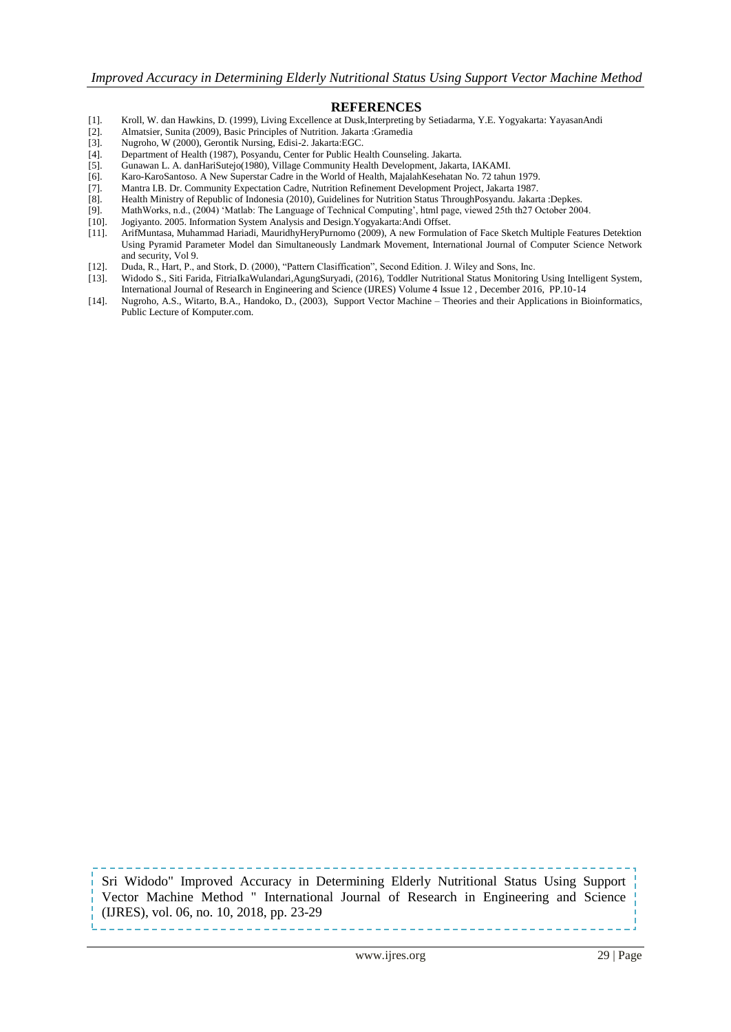## REFERENCES

[1]. Kroll, W. dan Hawkins, D. (1999), Living Excellence at Dusk,Interpreting by Setiadarma, Y.E. Yogyakarta: YayasanAndi

[2]. Almatsier, Sunita (2009), Basic Principles of Nutrition. Jakarta :Gramedia

[3]. Nugroho, W (2000), Gerontik Nursing, Edisi-2. Jakarta:EGC.

[4]. Department of Health (1987), Posyandu, Center for Public Health Counseling. Jakarta.

[5]. Gunawan L. A. danHariSutejo(1980), Village Community Health Development, Jakarta, IAKAMI.

[6]. Karo-KaroSantoso. A New Superstar Cadre in the World of Health, MajalahKesehatan No. 72 tahun 1979.

[7]. Mantra I.B. Dr. Community Expectation Cadre, Nutrition Refinement Development Project, Jakarta 1987.

[8]. Health Ministry of Republic of Indonesia (2010), Guidelines for Nutrition Status ThroughPosyandu. Jakarta :Depkes.

[9]. MathWorks, n.d., (2004) 'Matlab: The Language of Technical Computing', html page, viewed 25th th27 October 2004.

[10]. Jogiyanto. 2005. Information System Analysis and Design.Yogyakarta:Andi Offset.

[11]. ArifMuntasa, Muhammad Hariadi, MauridhyHeryPurnomo (2009), A new Formulation of Face Sketch Multiple Features Detektion Using Pyramid Parameter Model dan Simultaneously Landmark Movement, International Journal of Computer Science Network and security, Vol 9.

[12]. Duda, R., Hart, P., and Stork, D. (2000), "Pattern Clasiffication", Second Edition. J. Wiley and Sons, Inc.

[13]. Widodo S., Siti Farida, FitriaIkaWulandari,AgungSuryadi, (2016), Toddler Nutritional Status Monitoring Using Intelligent System, International Journal of Research in Engineering and Science (IJRES) Volume 4 Issue 12 , December 2016, PP.10-14

[14]. Nugroho, A.S., Witarto, B.A., Handoko, D., (2003), Support Vector Machine – Theories and their Applications in Bioinformatics, Public Lecture of Komputer.com.

Sri Widodo" Improved Accuracy in Determining Elderly Nutritional Status Using Support Vector Machine Method " International Journal of Research in Engineering and Science (IJRES), vol. 06, no. 10, 2018, pp. 23-29